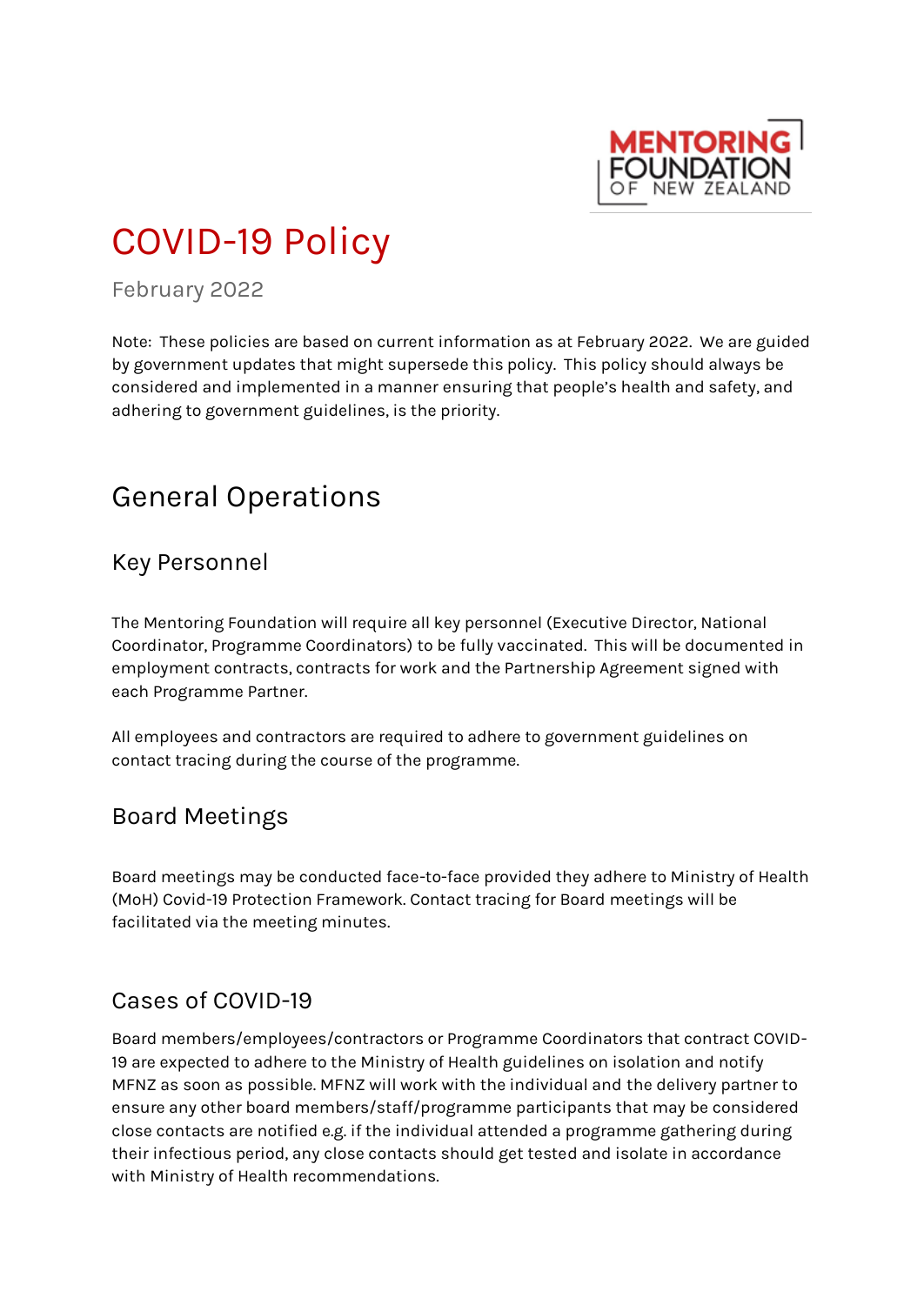# COVID-19 Policy

February 2022

Note: These policies are based on current information as at February 2022. We are guided by government updates that might supersede this policy. This policy should always be considered and implemented in a manner ensuring that people's health and safety, and adhering to government guidelines, is the priority.

## General Operations

### Key Personnel

The Mentoring Foundation will require all key personnel (Executive Director, National Coordinator, Programme Coordinators) to be fully vaccinated. This will be documented in employment contracts, contracts for work and the Partnership Agreement signed with each Programme Partner.

All employees and contractors are required to adhere to government guidelines on contact tracing during the course of the programme.

### Board Meetings

Board meetings may be conducted face-to-face provided they adhere to Ministry of Health (MoH) Covid-19 Protection Framework. Contact tracing for Board meetings will be facilitated via the meeting minutes.

### Cases of COVID-19

Board members/employees/contractors or Programme Coordinators that contract COVID-19 are expected to adhere to the Ministry of Health guidelines on isolation and notify MFNZ as soon as possible. MFNZ will work with the individual and the delivery partner to ensure any other board members/staff/programme participants that may be considered close contacts are notified e.g. if the individual attended a programme gathering during their infectious period, any close contacts should get tested and isolate in accordance with Ministry of Health recommendations.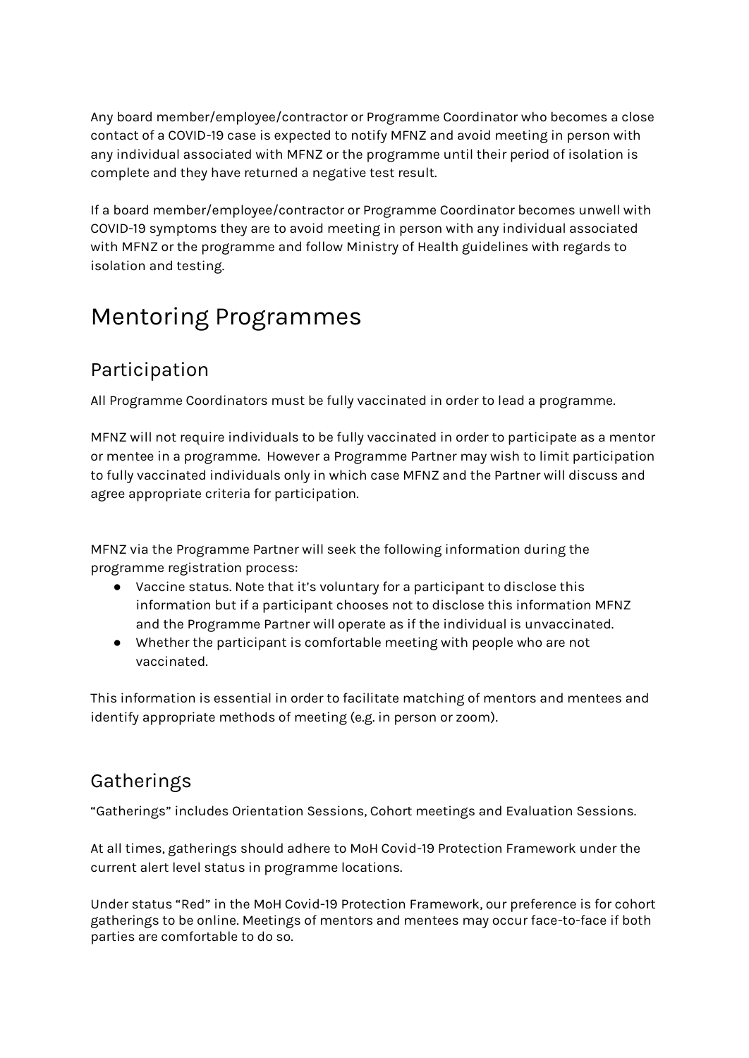Any board member/employee/contractor or Programme Coordinator who becomes a close contact of a COVID-19 case is expected to notify MFNZ and avoid meeting in person with any individual associated with MFNZ or the programme until their period of isolation is complete and they have returned a negative test result.

If a board member/employee/contractor or Programme Coordinator becomes unwell with COVID-19 symptoms they are to avoid meeting in person with any individual associated with MFNZ or the programme and follow Ministry of Health guidelines with regards to isolation and testing.

# Mentoring Programmes

## Participation

All Programme Coordinators must be fully vaccinated in order to lead a programme.

MFNZ will not require individuals to be fully vaccinated in order to participate as a mentor or mentee in a programme. However a Programme Partner may wish to limit participation to fully vaccinated individuals only in which case MFNZ and the Partner will discuss and agree appropriate criteria for participation.

MFNZ via the Programme Partner will seek the following information during the programme registration process:

- Vaccine status. Note that it's voluntary for a participant to disclose this information but if a participant chooses not to disclose this information MFNZ and the Programme Partner will operate as if the individual is unvaccinated.
- Whether the participant is comfortable meeting with people who are not vaccinated.

This information is essential in order to facilitate matching of mentors and mentees and identify appropriate methods of meeting (e.g. in person or zoom).

## Gatherings

"Gatherings" includes Orientation Sessions, Cohort meetings and Evaluation Sessions.

At all times, gatherings should adhere to MoH Covid-19 Protection Framework under the current alert level status in programme locations.

Under status "Red" in the MoH Covid-19 Protection Framework, our preference is for cohort gatherings to be online. Meetings of mentors and mentees may occur face-to-face if both parties are comfortable to do so.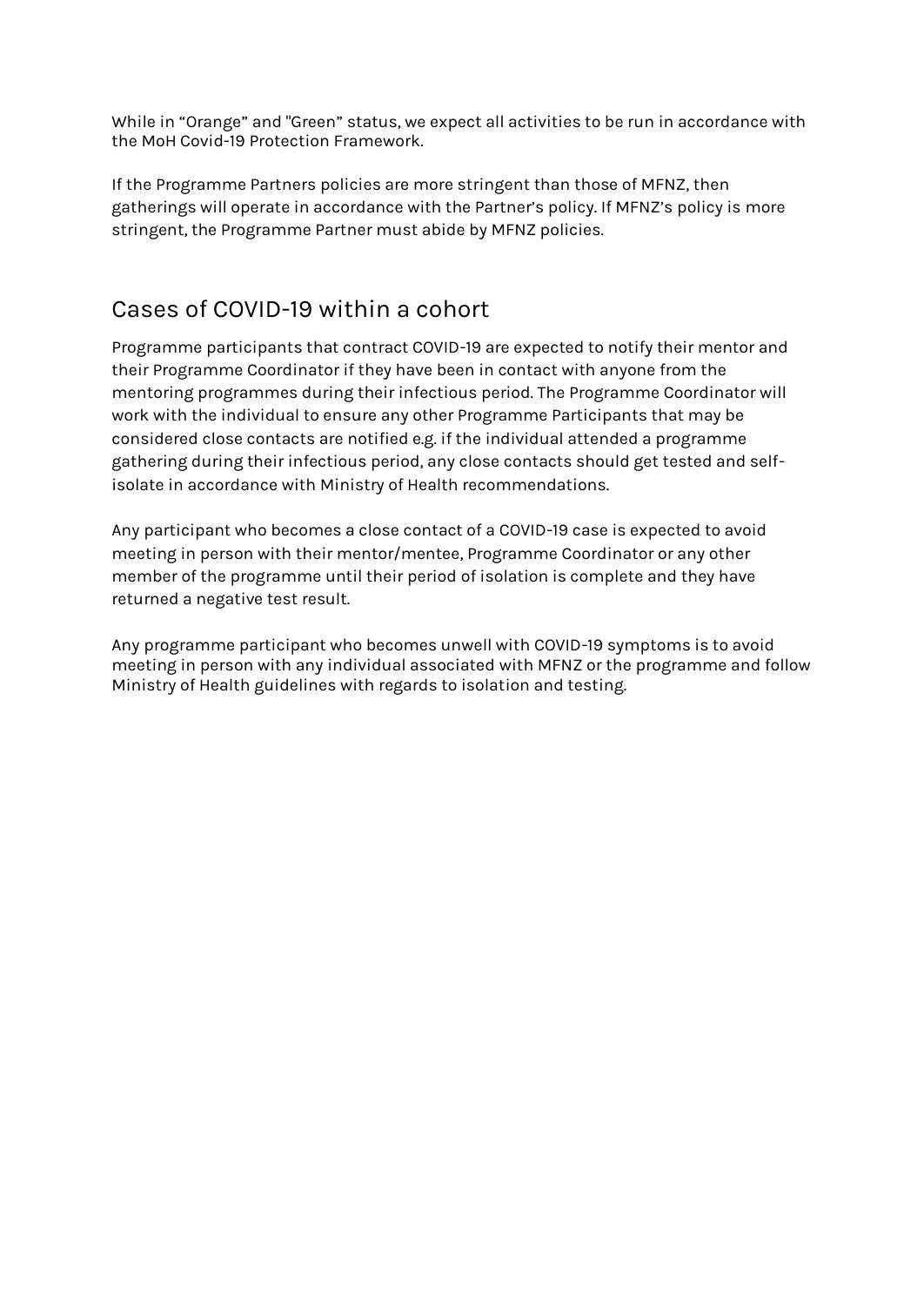While in “Orange” and "Green” status, we expect all activities to be run in accordance with the MoH Covid-19 Protection Framework.

If the Programme Partners policies are more stringent than those of MFNZ, then gatherings will operate in accordance with the Partner’s policy. If MFNZ’s policy is more stringent, the Programme Partner must abide by MFNZ policies.

## Cases of COVID-19 within a cohort

Programme participants that contract COVID-19 are expected to notify their mentor and their Programme Coordinator if they have been in contact with anyone from the mentoring programmes during their infectious period. The Programme Coordinator will work with the individual to ensure any other Programme Participants that may be considered close contacts are notified e.g. if the individual attended a programme gathering during their infectious period, any close contacts should get tested and self-isolate in accordance with Ministry of Health recommendations.

Any participant who becomes a close contact of a COVID-19 case is expected to avoid meeting in person with their mentor/mentee, Programme Coordinator or any other member of the programme until their period of isolation is complete and they have returned a negative test result.

Any programme participant who becomes unwell with COVID-19 symptoms is to avoid meeting in person with any individual associated with MFNZ or the programme and follow Ministry of Health guidelines with regards to isolation and testing.